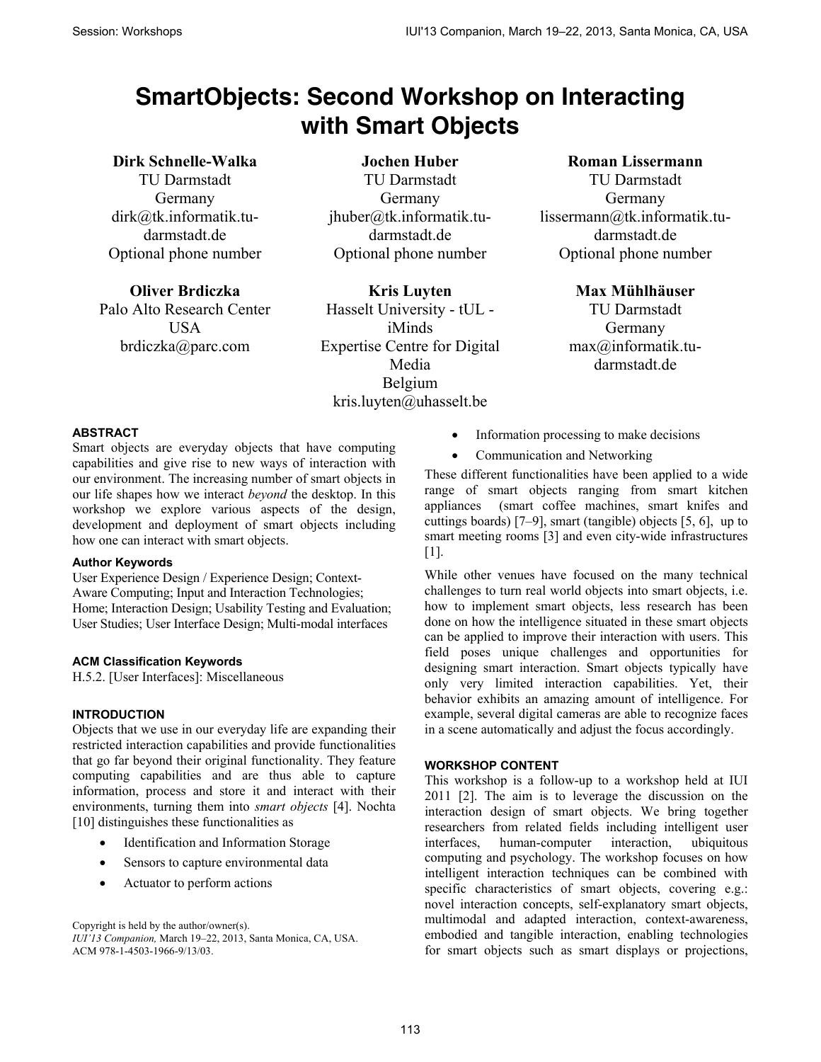# SmartObjects: Second Workshop on Interacting with Smart Objects

**Dirk Schnelle-Walka**
TU Darmstadt
Germany
dirk@tk.informatik.tu-darmstadt.de
Optional phone number

**Jochen Huber**
TU Darmstadt
Germany
jhuber@tk.informatik.tu-darmstadt.de
Optional phone number

**Roman Lissermann**
TU Darmstadt
Germany
lissermann@tk.informatik.tu-darmstadt.de
Optional phone number

**Oliver Brdiczka**
Palo Alto Research Center
USA
brdiczka@parc.com

**Kris Luyten**
Hasselt University - tUL - iMinds
Expertise Centre for Digital Media
Belgium
kris.luyten@uhasselt.be

**Max Mühlhäuser**
TU Darmstadt
Germany
max@informatik.tu-darmstadt.de

### ABSTRACT

Smart objects are everyday objects that have computing capabilities and give rise to new ways of interaction with our environment. The increasing number of smart objects in our life shapes how we interact *beyond* the desktop. In this workshop we explore various aspects of the design, development and deployment of smart objects including how one can interact with smart objects.

#### Author Keywords

User Experience Design / Experience Design; Context-Aware Computing; Input and Interaction Technologies; Home; Interaction Design; Usability Testing and Evaluation; User Studies; User Interface Design; Multi-modal interfaces

#### ACM Classification Keywords

H.5.2. [User Interfaces]: Miscellaneous

### INTRODUCTION

Objects that we use in our everyday life are expanding their restricted interaction capabilities and provide functionalities that go far beyond their original functionality. They feature computing capabilities and are thus able to capture information, process and store it and interact with their environments, turning them into *smart objects* [4]. Nochta [10] distinguishes these functionalities as

- Identification and Information Storage
- Sensors to capture environmental data
- Actuator to perform actions
- Information processing to make decisions
- Communication and Networking

These different functionalities have been applied to a wide range of smart objects ranging from smart kitchen appliances (smart coffee machines, smart knifes and cuttings boards) [7–9], smart (tangible) objects [5, 6], up to smart meeting rooms [3] and even city-wide infrastructures [1].

While other venues have focused on the many technical challenges to turn real world objects into smart objects, i.e. how to implement smart objects, less research has been done on how the intelligence situated in these smart objects can be applied to improve their interaction with users. This field poses unique challenges and opportunities for designing smart interaction. Smart objects typically have only very limited interaction capabilities. Yet, their behavior exhibits an amazing amount of intelligence. For example, several digital cameras are able to recognize faces in a scene automatically and adjust the focus accordingly.

### WORKSHOP CONTENT

This workshop is a follow-up to a workshop held at IUI 2011 [2]. The aim is to leverage the discussion on the interaction design of smart objects. We bring together researchers from related fields including intelligent user interfaces, human-computer interaction, ubiquitous computing and psychology. The workshop focuses on how intelligent interaction techniques can be combined with specific characteristics of smart objects, covering e.g.: novel interaction concepts, self-explanatory smart objects, multimodal and adapted interaction, context-awareness, embodied and tangible interaction, enabling technologies for smart objects such as smart displays or projections,

Copyright is held by the author/owner(s).
*IUI'13 Companion,* March 19–22, 2013, Santa Monica, CA, USA.
ACM 978-1-4503-1966-9/13/03.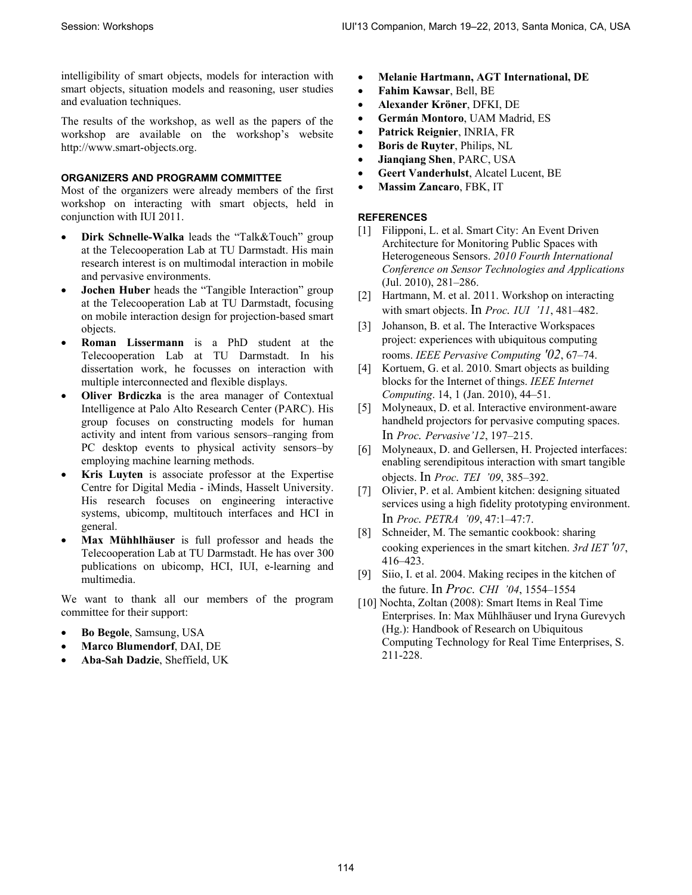intelligibility of smart objects, models for interaction with smart objects, situation models and reasoning, user studies and evaluation techniques.

The results of the workshop, as well as the papers of the workshop are available on the workshop's website http://www.smart-objects.org.

### ORGANIZERS AND PROGRAMM COMMITTEE

Most of the organizers were already members of the first workshop on interacting with smart objects, held in conjunction with IUI 2011.

- **Dirk Schnelle-Walka** leads the "Talk&Touch" group at the Telecooperation Lab at TU Darmstadt. His main research interest is on multimodal interaction in mobile and pervasive environments.
- **Jochen Huber** heads the "Tangible Interaction" group at the Telecooperation Lab at TU Darmstadt, focusing on mobile interaction design for projection-based smart objects.
- **Roman Lissermann** is a PhD student at the Telecooperation Lab at TU Darmstadt. In his dissertation work, he focusses on interaction with multiple interconnected and flexible displays.
- **Oliver Brdiczka** is the area manager of Contextual Intelligence at Palo Alto Research Center (PARC). His group focuses on constructing models for human activity and intent from various sensors–ranging from PC desktop events to physical activity sensors–by employing machine learning methods.
- **Kris Luyten** is associate professor at the Expertise Centre for Digital Media - iMinds, Hasselt University. His research focuses on engineering interactive systems, ubicomp, multitouch interfaces and HCI in general.
- **Max Mühhlhäuser** is full professor and heads the Telecooperation Lab at TU Darmstadt. He has over 300 publications on ubicomp, HCI, IUI, e-learning and multimedia.

We want to thank all our members of the program committee for their support:

- **Bo Begole**, Samsung, USA
- **Marco Blumendorf**, DAI, DE
- **Aba-Sah Dadzie**, Sheffield, UK
- **Melanie Hartmann, AGT International, DE**
- **Fahim Kawsar**, Bell, BE
- **Alexander Kröner**, DFKI, DE
- **Germán Montoro**, UAM Madrid, ES
- **Patrick Reignier**, INRIA, FR
- **Boris de Ruyter**, Philips, NL
- **Jianqiang Shen**, PARC, USA
- **Geert Vanderhulst**, Alcatel Lucent, BE
- **Massim Zancaro**, FBK, IT

### REFERENCES

[1] Filipponi, L. et al. Smart City: An Event Driven Architecture for Monitoring Public Spaces with Heterogeneous Sensors. *2010 Fourth International Conference on Sensor Technologies and Applications* (Jul. 2010), 281–286.

[2] Hartmann, M. et al. 2011. Workshop on interacting with smart objects. In *Proc. IUI '11*, 481–482.

[3] Johanson, B. et al. The Interactive Workspaces project: experiences with ubiquitous computing rooms. *IEEE Pervasive Computing '02*, 67–74.

[4] Kortuem, G. et al. 2010. Smart objects as building blocks for the Internet of things. *IEEE Internet Computing*. 14, 1 (Jan. 2010), 44–51.

[5] Molyneaux, D. et al. Interactive environment-aware handheld projectors for pervasive computing spaces. In *Proc. Pervasive'12*, 197–215.

[6] Molyneaux, D. and Gellersen, H. Projected interfaces: enabling serendipitous interaction with smart tangible objects. In *Proc. TEI '09*, 385–392.

[7] Olivier, P. et al. Ambient kitchen: designing situated services using a high fidelity prototyping environment. In *Proc. PETRA '09*, 47:1–47:7.

[8] Schneider, M. The semantic cookbook: sharing cooking experiences in the smart kitchen. *3rd IET '07*, 416–423.

[9] Siio, I. et al. 2004. Making recipes in the kitchen of the future. In *Proc. CHI '04*, 1554–1554

[10] Nochta, Zoltan (2008): Smart Items in Real Time Enterprises. In: Max Mühlhäuser und Iryna Gurevych (Hg.): Handbook of Research on Ubiquitous Computing Technology for Real Time Enterprises, S. 211-228.